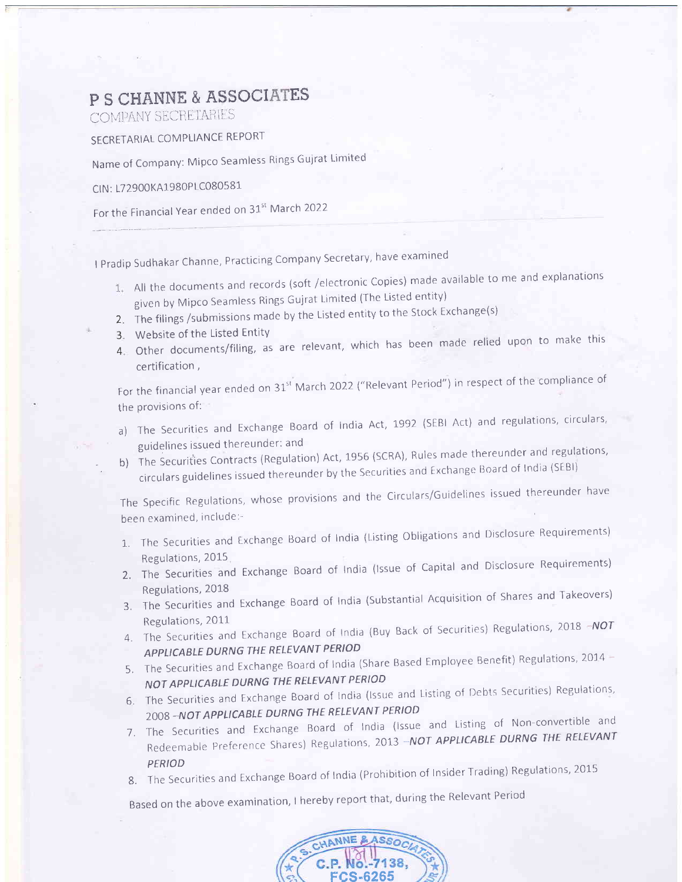# P S CHANNE & ASSOCIATES

COMPANY SECRETARIES

SECRETARIAL COMPLIANCE REPORT

Name of Company: Mipco Seamless Rings Gujrat Limited

CIN: L72900KA1980PLC080581

For the Financial Year ended on 31st March 2022

I Pradip Sudhakar Channe, Practicing Company Secretary, have examined

1. All the documents and records (soft /electronic Copies) made available to me and explanations given by Mipco Seamless Rings Gujrat Limited (The Listed entity)
2. The filings /submissions made by the Listed entity to the Stock Exchange(s)
3. Website of the Listed Entity
4. Other documents/filing, as are relevant, which has been made relied upon to make this certification ,

For the financial year ended on 31st March 2022 ("Relevant Period") in respect of the compliance of the provisions of:

a) The Securities and Exchange Board of India Act, 1992 (SEBI Act) and regulations, circulars, guidelines issued thereunder: and
b) The Securities Contracts (Regulation) Act, 1956 (SCRA), Rules made thereunder and regulations, circulars guidelines issued thereunder by the Securities and Exchange Board of India (SEBI)

The Specific Regulations, whose provisions and the Circulars/Guidelines issued thereunder have been examined, include:-

1. The Securities and Exchange Board of India (Listing Obligations and Disclosure Requirements) Regulations, 2015
2. The Securities and Exchange Board of India (Issue of Capital and Disclosure Requirements) Regulations, 2018
3. The Securities and Exchange Board of India (Substantial Acquisition of Shares and Takeovers) Regulations, 2011
4. The Securities and Exchange Board of India (Buy Back of Securities) Regulations, 2018 -***NOT APPLICABLE DURNG THE RELEVANT PERIOD***
5. The Securities and Exchange Board of India (Share Based Employee Benefit) Regulations, 2014 – ***NOT APPLICABLE DURNG THE RELEVANT PERIOD***
6. The Securities and Exchange Board of India (Issue and Listing of Debts Securities) Regulations, 2008 -***NOT APPLICABLE DURNG THE RELEVANT PERIOD***
7. The Securities and Exchange Board of India (Issue and Listing of Non-convertible and Redeemable Preference Shares) Regulations, 2013 -***NOT APPLICABLE DURNG THE RELEVANT PERIOD***
8. The Securities and Exchange Board of India (Prohibition of Insider Trading) Regulations, 2015

Based on the above examination, I hereby report that, during the Relevant Period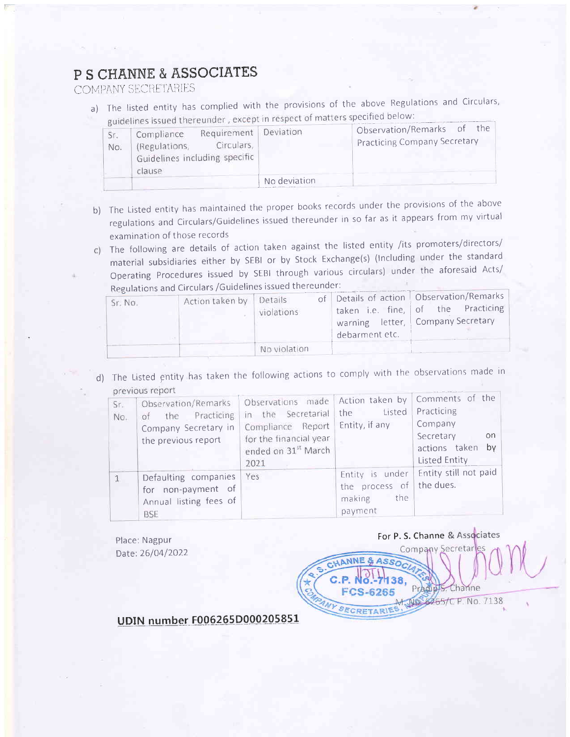# P S CHANNE & ASSOCIATES

COMPANY SECRETARIES

a) The listed entity has complied with the provisions of the above Regulations and Circulars, guidelines issued thereunder , except in respect of matters specified below:

| Sr. No. | Compliance Requirement (Regulations, Circulars, Guidelines including specific clause | Deviation | Observation/Remarks of the Practicing Company Secretary |
|---|---|---|---|
| | | No deviation | |

b) The Listed entity has maintained the proper books records under the provisions of the above regulations and Circulars/Guidelines issued thereunder in so far as it appears from my virtual examination of those records

c) The following are details of action taken against the listed entity /its promoters/directors/ material subsidiaries either by SEBI or by Stock Exchange(s) (Including under the standard Operating Procedures issued by SEBI through various circulars) under the aforesaid Acts/ Regulations and Circulars /Guidelines issued thereunder:

| Sr. No. | Action taken by | Details of violations | Details of action taken i.e. fine, warning letter, debarment etc. | Observation/Remarks of the Practicing Company Secretary |
|---|---|---|---|---|
| | | No violation | | |

d) The Listed entity has taken the following actions to comply with the observations made in previous report

| Sr. No. | Observation/Remarks of the Practicing Company Secretary in the previous report | Observations made in the Secretarial Compliance Report for the financial year ended on 31st March 2021 | Action taken by the Listed Entity, if any | Comments of the Practicing Company Secretary on actions taken by Listed Entity |
|---|---|---|---|---|
| 1 | Defaulting companies for non-payment of Annual listing fees of BSE | Yes | Entity is under the process of making the payment | Entity still not paid the dues. |

Place: Nagpur

Date: 26/04/2022

For P. S. Channe & Associates

Company Secretaries

Pradip S. Channe

M. No. 6265/C.P. No. 7138

**UDIN number F006265D000205851**